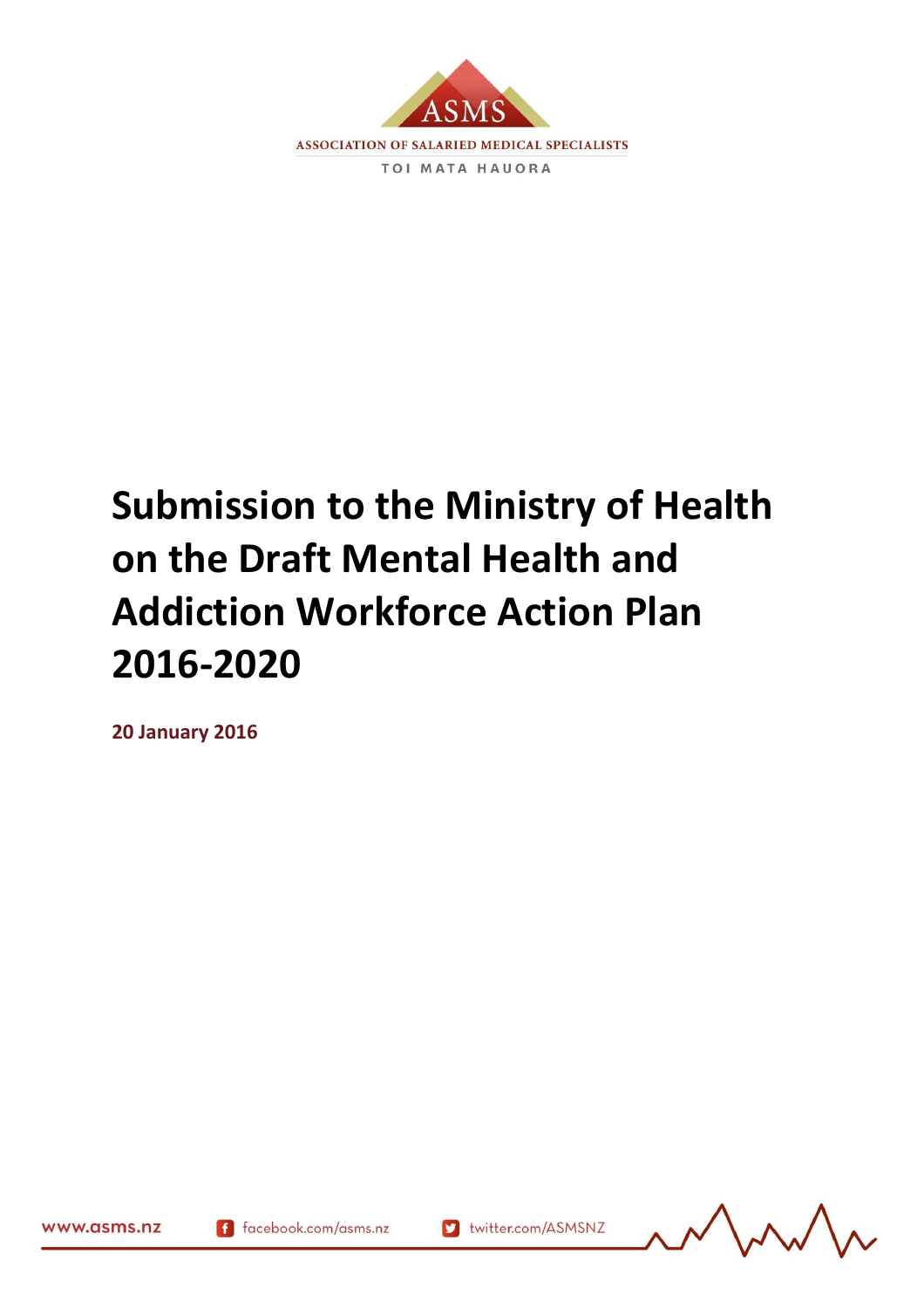ASMS

ASSOCIATION OF SALARIED MEDICAL SPECIALISTS

TOI MATA HAUORA

# Submission to the Ministry of Health on the Draft Mental Health and Addiction Workforce Action Plan 2016-2020

**20 January 2016**

www.asms.nz facebook.com/asms.nz twitter.com/ASMSNZ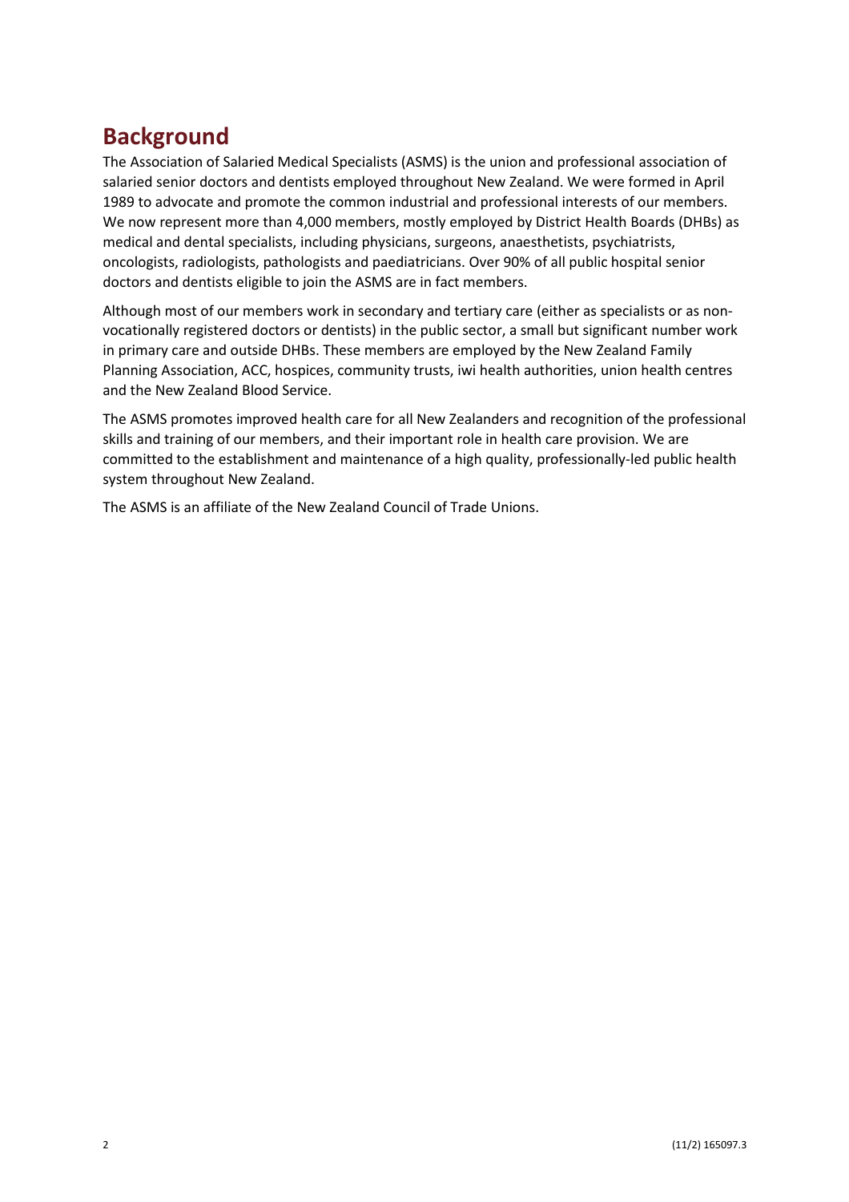## Background

The Association of Salaried Medical Specialists (ASMS) is the union and professional association of salaried senior doctors and dentists employed throughout New Zealand. We were formed in April 1989 to advocate and promote the common industrial and professional interests of our members. We now represent more than 4,000 members, mostly employed by District Health Boards (DHBs) as medical and dental specialists, including physicians, surgeons, anaesthetists, psychiatrists, oncologists, radiologists, pathologists and paediatricians. Over 90% of all public hospital senior doctors and dentists eligible to join the ASMS are in fact members.

Although most of our members work in secondary and tertiary care (either as specialists or as non-vocationally registered doctors or dentists) in the public sector, a small but significant number work in primary care and outside DHBs. These members are employed by the New Zealand Family Planning Association, ACC, hospices, community trusts, iwi health authorities, union health centres and the New Zealand Blood Service.

The ASMS promotes improved health care for all New Zealanders and recognition of the professional skills and training of our members, and their important role in health care provision. We are committed to the establishment and maintenance of a high quality, professionally-led public health system throughout New Zealand.

The ASMS is an affiliate of the New Zealand Council of Trade Unions.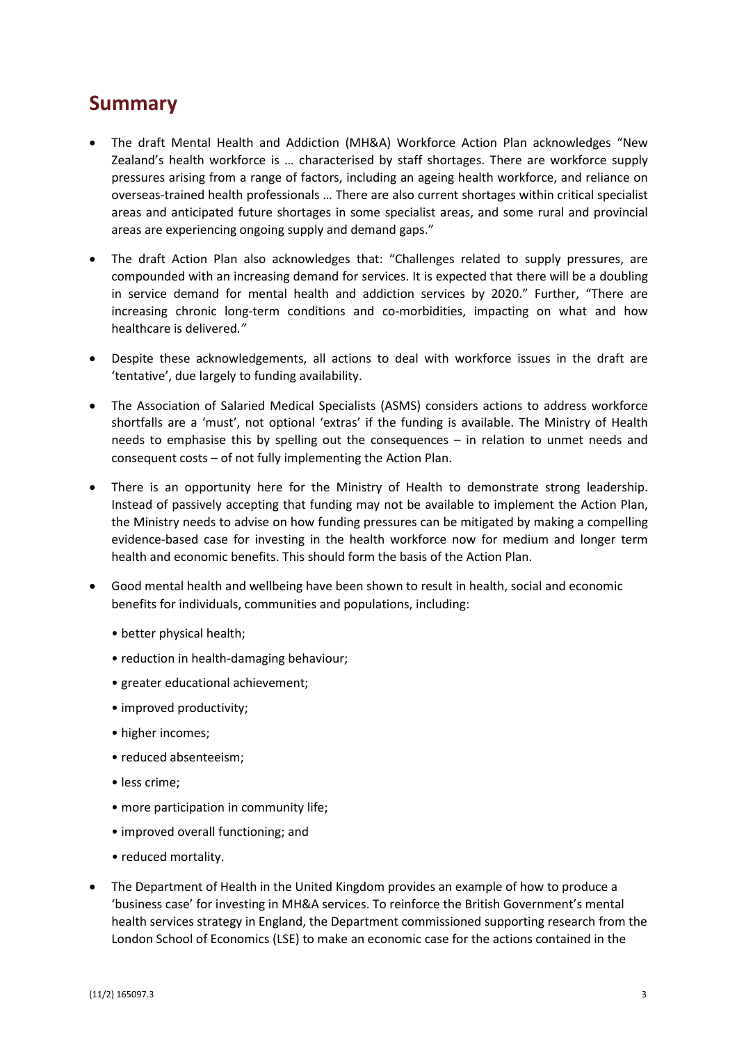## Summary

- The draft Mental Health and Addiction (MH&A) Workforce Action Plan acknowledges "New Zealand's health workforce is … characterised by staff shortages. There are workforce supply pressures arising from a range of factors, including an ageing health workforce, and reliance on overseas-trained health professionals … There are also current shortages within critical specialist areas and anticipated future shortages in some specialist areas, and some rural and provincial areas are experiencing ongoing supply and demand gaps."

- The draft Action Plan also acknowledges that: "Challenges related to supply pressures, are compounded with an increasing demand for services. It is expected that there will be a doubling in service demand for mental health and addiction services by 2020." Further, "There are increasing chronic long-term conditions and co-morbidities, impacting on what and how healthcare is delivered."

- Despite these acknowledgements, all actions to deal with workforce issues in the draft are 'tentative', due largely to funding availability.

- The Association of Salaried Medical Specialists (ASMS) considers actions to address workforce shortfalls are a 'must', not optional 'extras' if the funding is available. The Ministry of Health needs to emphasise this by spelling out the consequences – in relation to unmet needs and consequent costs – of not fully implementing the Action Plan.

- There is an opportunity here for the Ministry of Health to demonstrate strong leadership. Instead of passively accepting that funding may not be available to implement the Action Plan, the Ministry needs to advise on how funding pressures can be mitigated by making a compelling evidence-based case for investing in the health workforce now for medium and longer term health and economic benefits. This should form the basis of the Action Plan.

- Good mental health and wellbeing have been shown to result in health, social and economic benefits for individuals, communities and populations, including:
  - better physical health;
  - reduction in health-damaging behaviour;
  - greater educational achievement;
  - improved productivity;
  - higher incomes;
  - reduced absenteeism;
  - less crime;
  - more participation in community life;
  - improved overall functioning; and
  - reduced mortality.

- The Department of Health in the United Kingdom provides an example of how to produce a 'business case' for investing in MH&A services. To reinforce the British Government's mental health services strategy in England, the Department commissioned supporting research from the London School of Economics (LSE) to make an economic case for the actions contained in the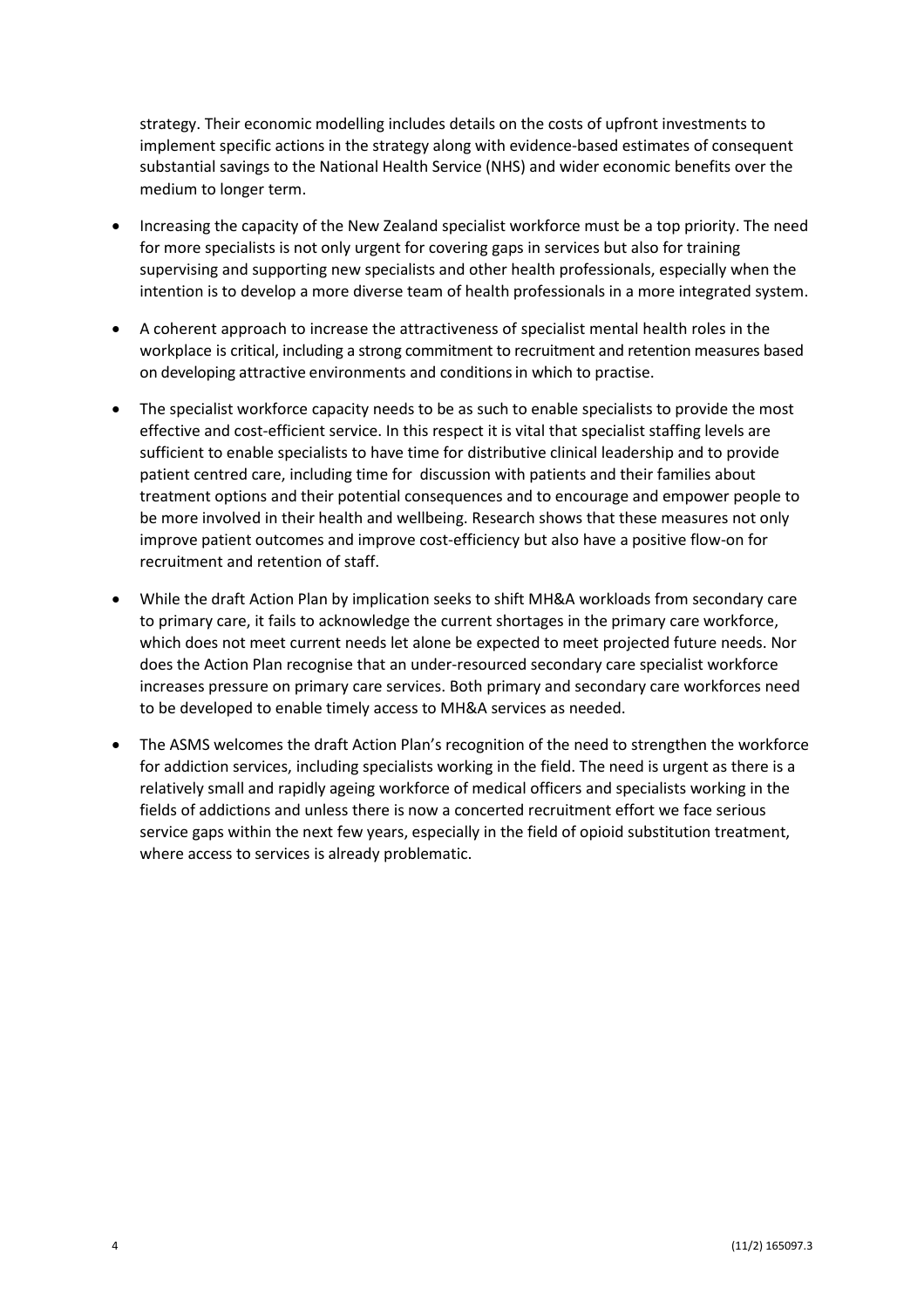strategy. Their economic modelling includes details on the costs of upfront investments to implement specific actions in the strategy along with evidence-based estimates of consequent substantial savings to the National Health Service (NHS) and wider economic benefits over the medium to longer term.

- Increasing the capacity of the New Zealand specialist workforce must be a top priority. The need for more specialists is not only urgent for covering gaps in services but also for training supervising and supporting new specialists and other health professionals, especially when the intention is to develop a more diverse team of health professionals in a more integrated system.

- A coherent approach to increase the attractiveness of specialist mental health roles in the workplace is critical, including a strong commitment to recruitment and retention measures based on developing attractive environments and conditions in which to practise.

- The specialist workforce capacity needs to be as such to enable specialists to provide the most effective and cost-efficient service. In this respect it is vital that specialist staffing levels are sufficient to enable specialists to have time for distributive clinical leadership and to provide patient centred care, including time for discussion with patients and their families about treatment options and their potential consequences and to encourage and empower people to be more involved in their health and wellbeing. Research shows that these measures not only improve patient outcomes and improve cost-efficiency but also have a positive flow-on for recruitment and retention of staff.

- While the draft Action Plan by implication seeks to shift MH&A workloads from secondary care to primary care, it fails to acknowledge the current shortages in the primary care workforce, which does not meet current needs let alone be expected to meet projected future needs. Nor does the Action Plan recognise that an under-resourced secondary care specialist workforce increases pressure on primary care services. Both primary and secondary care workforces need to be developed to enable timely access to MH&A services as needed.

- The ASMS welcomes the draft Action Plan's recognition of the need to strengthen the workforce for addiction services, including specialists working in the field. The need is urgent as there is a relatively small and rapidly ageing workforce of medical officers and specialists working in the fields of addictions and unless there is now a concerted recruitment effort we face serious service gaps within the next few years, especially in the field of opioid substitution treatment, where access to services is already problematic.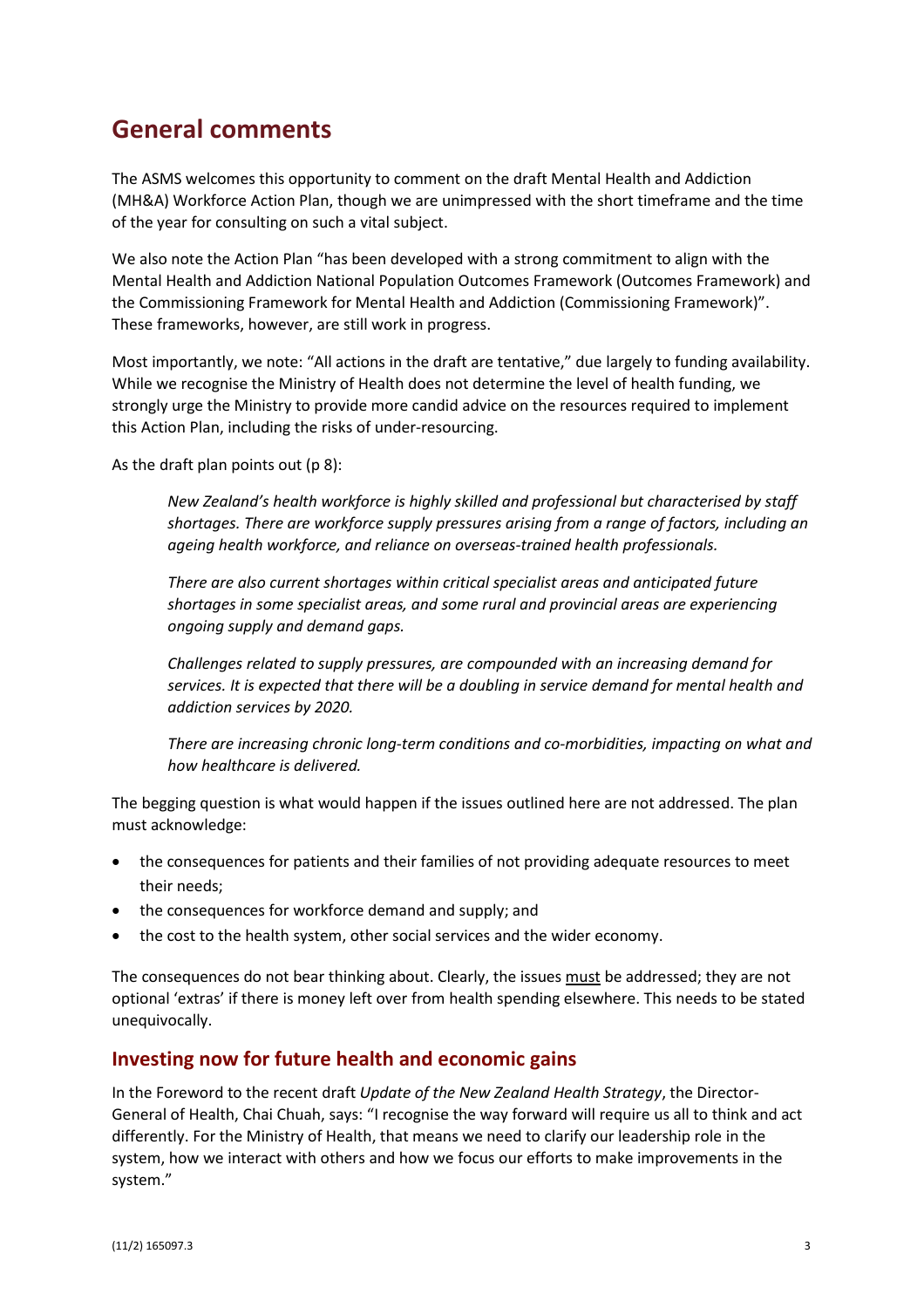# General comments

The ASMS welcomes this opportunity to comment on the draft Mental Health and Addiction (MH&A) Workforce Action Plan, though we are unimpressed with the short timeframe and the time of the year for consulting on such a vital subject.

We also note the Action Plan "has been developed with a strong commitment to align with the Mental Health and Addiction National Population Outcomes Framework (Outcomes Framework) and the Commissioning Framework for Mental Health and Addiction (Commissioning Framework)". These frameworks, however, are still work in progress.

Most importantly, we note: "All actions in the draft are tentative," due largely to funding availability. While we recognise the Ministry of Health does not determine the level of health funding, we strongly urge the Ministry to provide more candid advice on the resources required to implement this Action Plan, including the risks of under-resourcing.

As the draft plan points out (p 8):

> *New Zealand's health workforce is highly skilled and professional but characterised by staff shortages. There are workforce supply pressures arising from a range of factors, including an ageing health workforce, and reliance on overseas-trained health professionals.*
>
> *There are also current shortages within critical specialist areas and anticipated future shortages in some specialist areas, and some rural and provincial areas are experiencing ongoing supply and demand gaps.*
>
> *Challenges related to supply pressures, are compounded with an increasing demand for services. It is expected that there will be a doubling in service demand for mental health and addiction services by 2020.*
>
> *There are increasing chronic long-term conditions and co-morbidities, impacting on what and how healthcare is delivered.*

The begging question is what would happen if the issues outlined here are not addressed. The plan must acknowledge:

- the consequences for patients and their families of not providing adequate resources to meet their needs;
- the consequences for workforce demand and supply; and
- the cost to the health system, other social services and the wider economy.

The consequences do not bear thinking about. Clearly, the issues must be addressed; they are not optional 'extras' if there is money left over from health spending elsewhere. This needs to be stated unequivocally.

## Investing now for future health and economic gains

In the Foreword to the recent draft *Update of the New Zealand Health Strategy*, the Director-General of Health, Chai Chuah, says: "I recognise the way forward will require us all to think and act differently. For the Ministry of Health, that means we need to clarify our leadership role in the system, how we interact with others and how we focus our efforts to make improvements in the system."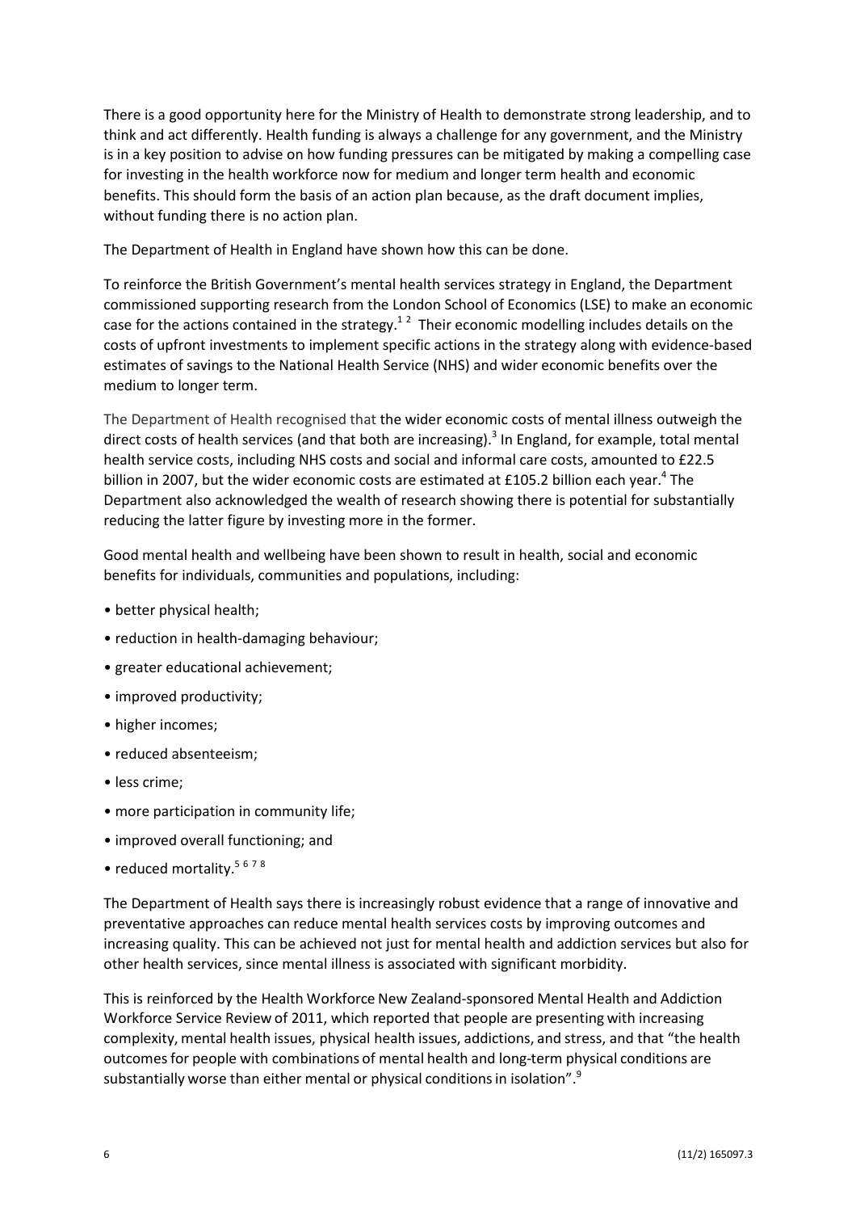There is a good opportunity here for the Ministry of Health to demonstrate strong leadership, and to think and act differently. Health funding is always a challenge for any government, and the Ministry is in a key position to advise on how funding pressures can be mitigated by making a compelling case for investing in the health workforce now for medium and longer term health and economic benefits. This should form the basis of an action plan because, as the draft document implies, without funding there is no action plan.

The Department of Health in England have shown how this can be done.

To reinforce the British Government's mental health services strategy in England, the Department commissioned supporting research from the London School of Economics (LSE) to make an economic case for the actions contained in the strategy.[1 2] Their economic modelling includes details on the costs of upfront investments to implement specific actions in the strategy along with evidence-based estimates of savings to the National Health Service (NHS) and wider economic benefits over the medium to longer term.

The Department of Health recognised that the wider economic costs of mental illness outweigh the direct costs of health services (and that both are increasing).[3] In England, for example, total mental health service costs, including NHS costs and social and informal care costs, amounted to £22.5 billion in 2007, but the wider economic costs are estimated at £105.2 billion each year.[4] The Department also acknowledged the wealth of research showing there is potential for substantially reducing the latter figure by investing more in the former.

Good mental health and wellbeing have been shown to result in health, social and economic benefits for individuals, communities and populations, including:

- better physical health;
- reduction in health-damaging behaviour;
- greater educational achievement;
- improved productivity;
- higher incomes;
- reduced absenteeism;
- less crime;
- more participation in community life;
- improved overall functioning; and
- reduced mortality.[5 6 7 8]

The Department of Health says there is increasingly robust evidence that a range of innovative and preventative approaches can reduce mental health services costs by improving outcomes and increasing quality. This can be achieved not just for mental health and addiction services but also for other health services, since mental illness is associated with significant morbidity.

This is reinforced by the Health Workforce New Zealand-sponsored Mental Health and Addiction Workforce Service Review of 2011, which reported that people are presenting with increasing complexity, mental health issues, physical health issues, addictions, and stress, and that "the health outcomes for people with combinations of mental health and long-term physical conditions are substantially worse than either mental or physical conditions in isolation".[9]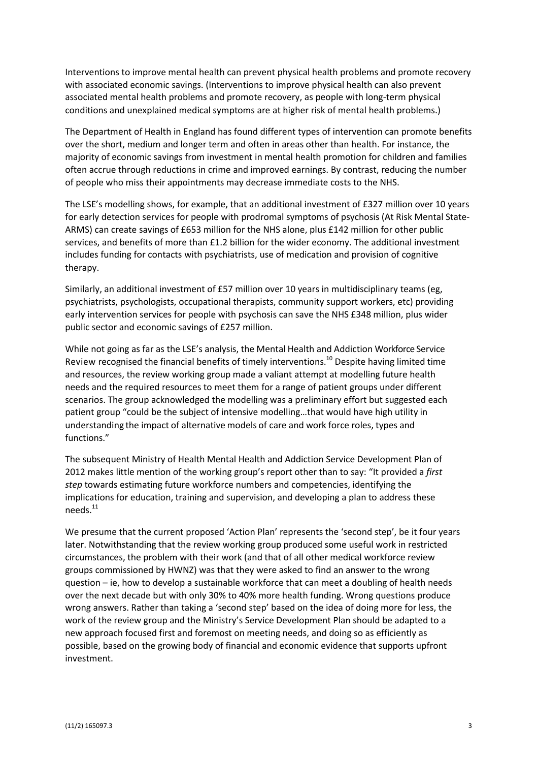Interventions to improve mental health can prevent physical health problems and promote recovery with associated economic savings. (Interventions to improve physical health can also prevent associated mental health problems and promote recovery, as people with long-term physical conditions and unexplained medical symptoms are at higher risk of mental health problems.)

The Department of Health in England has found different types of intervention can promote benefits over the short, medium and longer term and often in areas other than health. For instance, the majority of economic savings from investment in mental health promotion for children and families often accrue through reductions in crime and improved earnings. By contrast, reducing the number of people who miss their appointments may decrease immediate costs to the NHS.

The LSE's modelling shows, for example, that an additional investment of £327 million over 10 years for early detection services for people with prodromal symptoms of psychosis (At Risk Mental State-ARMS) can create savings of £653 million for the NHS alone, plus £142 million for other public services, and benefits of more than £1.2 billion for the wider economy. The additional investment includes funding for contacts with psychiatrists, use of medication and provision of cognitive therapy.

Similarly, an additional investment of £57 million over 10 years in multidisciplinary teams (eg, psychiatrists, psychologists, occupational therapists, community support workers, etc) providing early intervention services for people with psychosis can save the NHS £348 million, plus wider public sector and economic savings of £257 million.

While not going as far as the LSE's analysis, the Mental Health and Addiction Workforce Service Review recognised the financial benefits of timely interventions.[10] Despite having limited time and resources, the review working group made a valiant attempt at modelling future health needs and the required resources to meet them for a range of patient groups under different scenarios. The group acknowledged the modelling was a preliminary effort but suggested each patient group "could be the subject of intensive modelling…that would have high utility in understanding the impact of alternative models of care and work force roles, types and functions."

The subsequent Ministry of Health Mental Health and Addiction Service Development Plan of 2012 makes little mention of the working group's report other than to say: "It provided a *first step* towards estimating future workforce numbers and competencies, identifying the implications for education, training and supervision, and developing a plan to address these needs.[11]

We presume that the current proposed 'Action Plan' represents the 'second step', be it four years later. Notwithstanding that the review working group produced some useful work in restricted circumstances, the problem with their work (and that of all other medical workforce review groups commissioned by HWNZ) was that they were asked to find an answer to the wrong question – ie, how to develop a sustainable workforce that can meet a doubling of health needs over the next decade but with only 30% to 40% more health funding. Wrong questions produce wrong answers. Rather than taking a 'second step' based on the idea of doing more for less, the work of the review group and the Ministry's Service Development Plan should be adapted to a new approach focused first and foremost on meeting needs, and doing so as efficiently as possible, based on the growing body of financial and economic evidence that supports upfront investment.

(11/2) 165097.3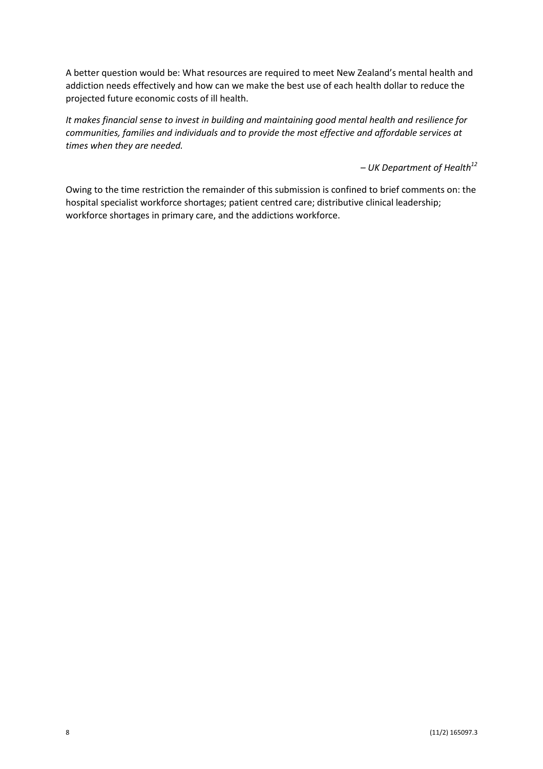A better question would be: What resources are required to meet New Zealand's mental health and addiction needs effectively and how can we make the best use of each health dollar to reduce the projected future economic costs of ill health.

*It makes financial sense to invest in building and maintaining good mental health and resilience for communities, families and individuals and to provide the most effective and affordable services at times when they are needed.*

*– UK Department of Health*[12]

Owing to the time restriction the remainder of this submission is confined to brief comments on: the hospital specialist workforce shortages; patient centred care; distributive clinical leadership; workforce shortages in primary care, and the addictions workforce.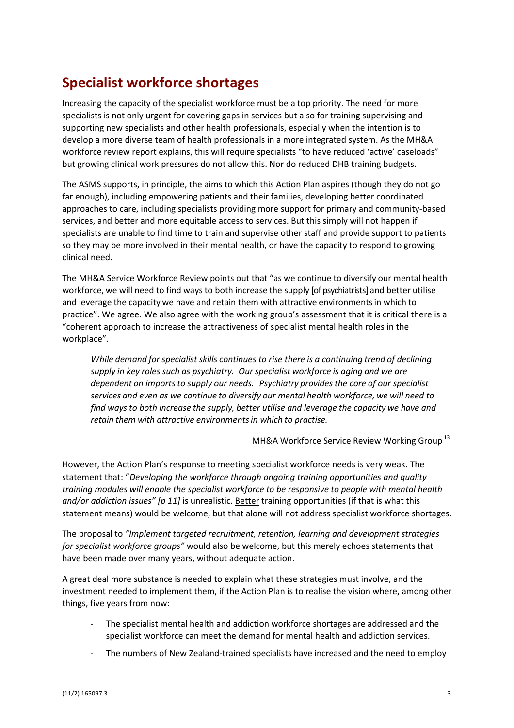## Specialist workforce shortages

Increasing the capacity of the specialist workforce must be a top priority. The need for more specialists is not only urgent for covering gaps in services but also for training supervising and supporting new specialists and other health professionals, especially when the intention is to develop a more diverse team of health professionals in a more integrated system. As the MH&A workforce review report explains, this will require specialists "to have reduced 'active' caseloads" but growing clinical work pressures do not allow this. Nor do reduced DHB training budgets.

The ASMS supports, in principle, the aims to which this Action Plan aspires (though they do not go far enough), including empowering patients and their families, developing better coordinated approaches to care, including specialists providing more support for primary and community-based services, and better and more equitable access to services. But this simply will not happen if specialists are unable to find time to train and supervise other staff and provide support to patients so they may be more involved in their mental health, or have the capacity to respond to growing clinical need.

The MH&A Service Workforce Review points out that "as we continue to diversify our mental health workforce, we will need to find ways to both increase the supply [of psychiatrists] and better utilise and leverage the capacity we have and retain them with attractive environments in which to practice". We agree. We also agree with the working group's assessment that it is critical there is a "coherent approach to increase the attractiveness of specialist mental health roles in the workplace".

> *While demand for specialist skills continues to rise there is a continuing trend of declining supply in key roles such as psychiatry. Our specialist workforce is aging and we are dependent on imports to supply our needs. Psychiatry provides the core of our specialist services and even as we continue to diversify our mental health workforce, we will need to find ways to both increase the supply, better utilise and leverage the capacity we have and retain them with attractive environments in which to practise.*
>
> MH&A Workforce Service Review Working Group[13]

However, the Action Plan's response to meeting specialist workforce needs is very weak. The statement that: "*Developing the workforce through ongoing training opportunities and quality training modules will enable the specialist workforce to be responsive to people with mental health and/or addiction issues" [p 11]* is unrealistic. <u>Better</u> training opportunities (if that is what this statement means) would be welcome, but that alone will not address specialist workforce shortages.

The proposal to *"Implement targeted recruitment, retention, learning and development strategies for specialist workforce groups"* would also be welcome, but this merely echoes statements that have been made over many years, without adequate action.

A great deal more substance is needed to explain what these strategies must involve, and the investment needed to implement them, if the Action Plan is to realise the vision where, among other things, five years from now:

- The specialist mental health and addiction workforce shortages are addressed and the specialist workforce can meet the demand for mental health and addiction services.
- The numbers of New Zealand-trained specialists have increased and the need to employ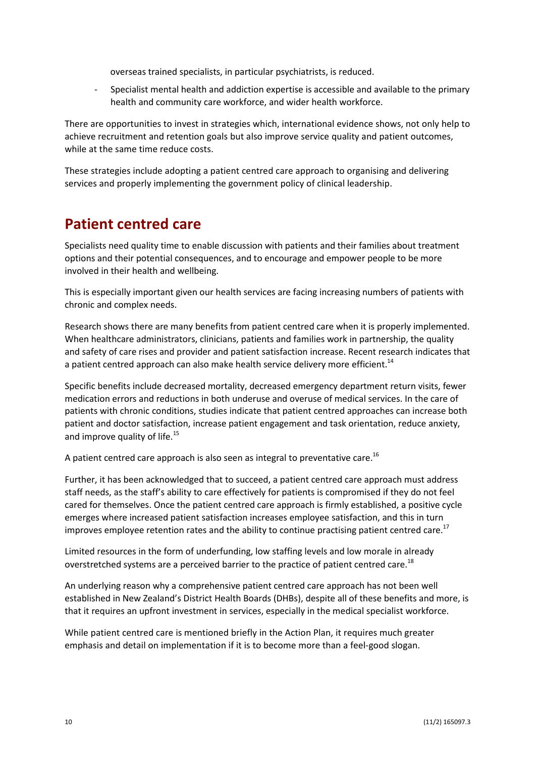overseas trained specialists, in particular psychiatrists, is reduced.

- Specialist mental health and addiction expertise is accessible and available to the primary health and community care workforce, and wider health workforce.

There are opportunities to invest in strategies which, international evidence shows, not only help to achieve recruitment and retention goals but also improve service quality and patient outcomes, while at the same time reduce costs.

These strategies include adopting a patient centred care approach to organising and delivering services and properly implementing the government policy of clinical leadership.

## Patient centred care

Specialists need quality time to enable discussion with patients and their families about treatment options and their potential consequences, and to encourage and empower people to be more involved in their health and wellbeing.

This is especially important given our health services are facing increasing numbers of patients with chronic and complex needs.

Research shows there are many benefits from patient centred care when it is properly implemented. When healthcare administrators, clinicians, patients and families work in partnership, the quality and safety of care rises and provider and patient satisfaction increase. Recent research indicates that a patient centred approach can also make health service delivery more efficient.[14]

Specific benefits include decreased mortality, decreased emergency department return visits, fewer medication errors and reductions in both underuse and overuse of medical services. In the care of patients with chronic conditions, studies indicate that patient centred approaches can increase both patient and doctor satisfaction, increase patient engagement and task orientation, reduce anxiety, and improve quality of life.[15]

A patient centred care approach is also seen as integral to preventative care.[16]

Further, it has been acknowledged that to succeed, a patient centred care approach must address staff needs, as the staff's ability to care effectively for patients is compromised if they do not feel cared for themselves. Once the patient centred care approach is firmly established, a positive cycle emerges where increased patient satisfaction increases employee satisfaction, and this in turn improves employee retention rates and the ability to continue practising patient centred care.[17]

Limited resources in the form of underfunding, low staffing levels and low morale in already overstretched systems are a perceived barrier to the practice of patient centred care.[18]

An underlying reason why a comprehensive patient centred care approach has not been well established in New Zealand's District Health Boards (DHBs), despite all of these benefits and more, is that it requires an upfront investment in services, especially in the medical specialist workforce.

While patient centred care is mentioned briefly in the Action Plan, it requires much greater emphasis and detail on implementation if it is to become more than a feel-good slogan.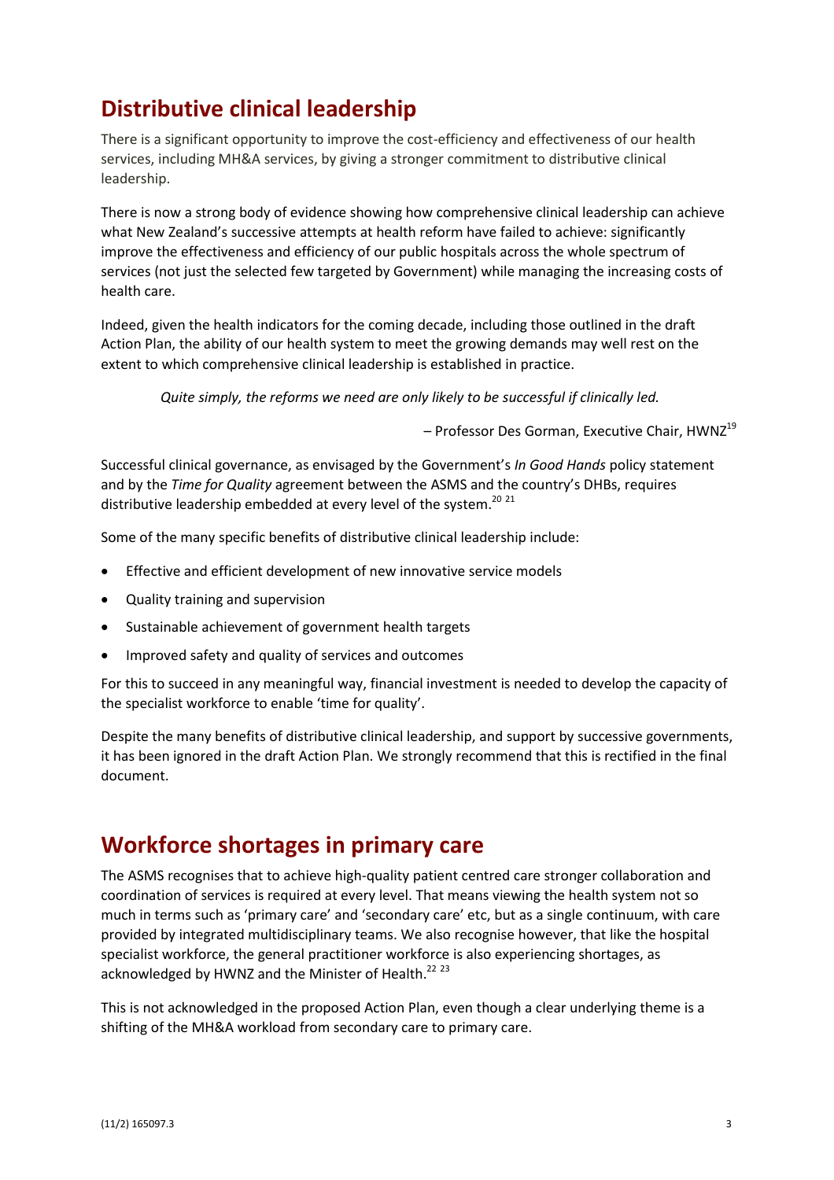## Distributive clinical leadership

There is a significant opportunity to improve the cost-efficiency and effectiveness of our health services, including MH&A services, by giving a stronger commitment to distributive clinical leadership.

There is now a strong body of evidence showing how comprehensive clinical leadership can achieve what New Zealand's successive attempts at health reform have failed to achieve: significantly improve the effectiveness and efficiency of our public hospitals across the whole spectrum of services (not just the selected few targeted by Government) while managing the increasing costs of health care.

Indeed, given the health indicators for the coming decade, including those outlined in the draft Action Plan, the ability of our health system to meet the growing demands may well rest on the extent to which comprehensive clinical leadership is established in practice.

> *Quite simply, the reforms we need are only likely to be successful if clinically led.*
>
> – Professor Des Gorman, Executive Chair, HWNZ[19]

Successful clinical governance, as envisaged by the Government's *In Good Hands* policy statement and by the *Time for Quality* agreement between the ASMS and the country's DHBs, requires distributive leadership embedded at every level of the system.[20 21]

Some of the many specific benefits of distributive clinical leadership include:

- Effective and efficient development of new innovative service models
- Quality training and supervision
- Sustainable achievement of government health targets
- Improved safety and quality of services and outcomes

For this to succeed in any meaningful way, financial investment is needed to develop the capacity of the specialist workforce to enable 'time for quality'.

Despite the many benefits of distributive clinical leadership, and support by successive governments, it has been ignored in the draft Action Plan. We strongly recommend that this is rectified in the final document.

## Workforce shortages in primary care

The ASMS recognises that to achieve high-quality patient centred care stronger collaboration and coordination of services is required at every level. That means viewing the health system not so much in terms such as 'primary care' and 'secondary care' etc, but as a single continuum, with care provided by integrated multidisciplinary teams. We also recognise however, that like the hospital specialist workforce, the general practitioner workforce is also experiencing shortages, as acknowledged by HWNZ and the Minister of Health.[22 23]

This is not acknowledged in the proposed Action Plan, even though a clear underlying theme is a shifting of the MH&A workload from secondary care to primary care.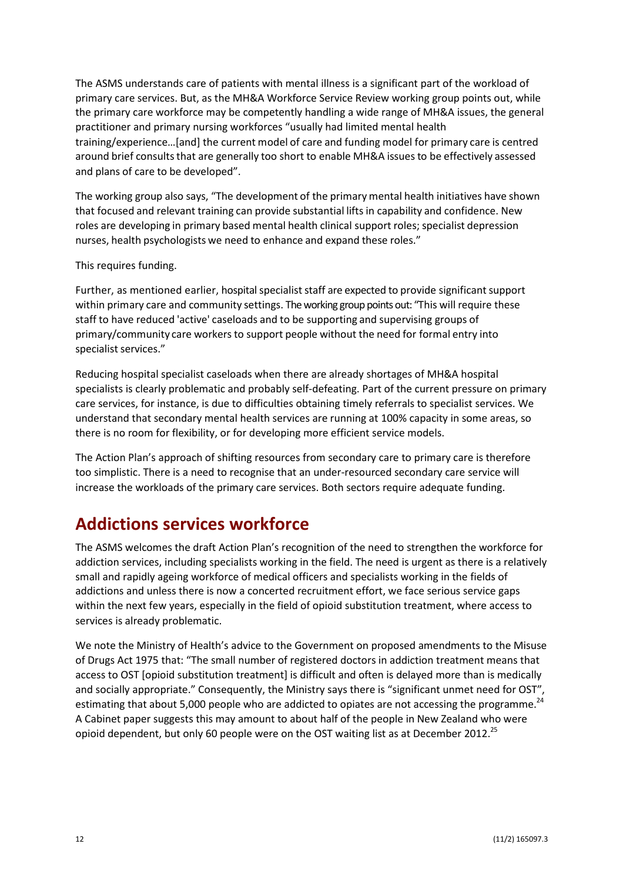The ASMS understands care of patients with mental illness is a significant part of the workload of primary care services. But, as the MH&A Workforce Service Review working group points out, while the primary care workforce may be competently handling a wide range of MH&A issues, the general practitioner and primary nursing workforces "usually had limited mental health training/experience…[and] the current model of care and funding model for primary care is centred around brief consults that are generally too short to enable MH&A issues to be effectively assessed and plans of care to be developed".

The working group also says, "The development of the primary mental health initiatives have shown that focused and relevant training can provide substantial lifts in capability and confidence. New roles are developing in primary based mental health clinical support roles; specialist depression nurses, health psychologists we need to enhance and expand these roles."

This requires funding.

Further, as mentioned earlier, hospital specialist staff are expected to provide significant support within primary care and community settings. The working group points out: "This will require these staff to have reduced 'active' caseloads and to be supporting and supervising groups of primary/community care workers to support people without the need for formal entry into specialist services."

Reducing hospital specialist caseloads when there are already shortages of MH&A hospital specialists is clearly problematic and probably self-defeating. Part of the current pressure on primary care services, for instance, is due to difficulties obtaining timely referrals to specialist services. We understand that secondary mental health services are running at 100% capacity in some areas, so there is no room for flexibility, or for developing more efficient service models.

The Action Plan's approach of shifting resources from secondary care to primary care is therefore too simplistic. There is a need to recognise that an under-resourced secondary care service will increase the workloads of the primary care services. Both sectors require adequate funding.

## Addictions services workforce

The ASMS welcomes the draft Action Plan's recognition of the need to strengthen the workforce for addiction services, including specialists working in the field. The need is urgent as there is a relatively small and rapidly ageing workforce of medical officers and specialists working in the fields of addictions and unless there is now a concerted recruitment effort, we face serious service gaps within the next few years, especially in the field of opioid substitution treatment, where access to services is already problematic.

We note the Ministry of Health's advice to the Government on proposed amendments to the Misuse of Drugs Act 1975 that: "The small number of registered doctors in addiction treatment means that access to OST [opioid substitution treatment] is difficult and often is delayed more than is medically and socially appropriate." Consequently, the Ministry says there is "significant unmet need for OST", estimating that about 5,000 people who are addicted to opiates are not accessing the programme.[24] A Cabinet paper suggests this may amount to about half of the people in New Zealand who were opioid dependent, but only 60 people were on the OST waiting list as at December 2012.[25]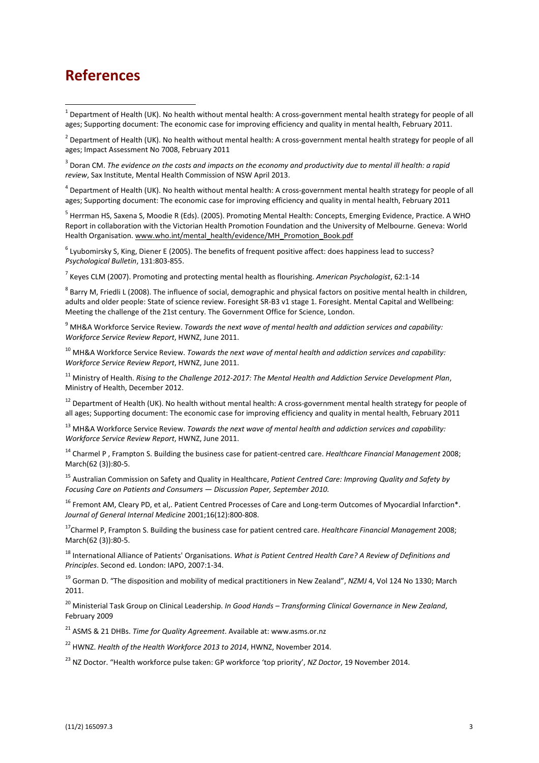# References

[1] Department of Health (UK). No health without mental health: A cross-government mental health strategy for people of all ages; Supporting document: The economic case for improving efficiency and quality in mental health, February 2011.

[2] Department of Health (UK). No health without mental health: A cross-government mental health strategy for people of all ages; Impact Assessment No 7008, February 2011

[3] Doran CM. *The evidence on the costs and impacts on the economy and productivity due to mental ill health: a rapid review*, Sax Institute, Mental Health Commission of NSW April 2013.

[4] Department of Health (UK). No health without mental health: A cross-government mental health strategy for people of all ages; Supporting document: The economic case for improving efficiency and quality in mental health, February 2011

[5] Herrman HS, Saxena S, Moodie R (Eds). (2005). Promoting Mental Health: Concepts, Emerging Evidence, Practice. A WHO Report in collaboration with the Victorian Health Promotion Foundation and the University of Melbourne. Geneva: World Health Organisation. www.who.int/mental_health/evidence/MH_Promotion_Book.pdf

[6] Lyubomirsky S, King, Diener E (2005). The benefits of frequent positive affect: does happiness lead to success? *Psychological Bulletin*, 131:803-855.

[7] Keyes CLM (2007). Promoting and protecting mental health as flourishing. *American Psychologist*, 62:1-14

[8] Barry M, Friedli L (2008). The influence of social, demographic and physical factors on positive mental health in children, adults and older people: State of science review. Foresight SR-B3 v1 stage 1. Foresight. Mental Capital and Wellbeing: Meeting the challenge of the 21st century. The Government Office for Science, London.

[9] MH&A Workforce Service Review. *Towards the next wave of mental health and addiction services and capability: Workforce Service Review Report*, HWNZ, June 2011.

[10] MH&A Workforce Service Review. *Towards the next wave of mental health and addiction services and capability: Workforce Service Review Report*, HWNZ, June 2011.

[11] Ministry of Health. *Rising to the Challenge 2012-2017: The Mental Health and Addiction Service Development Plan*, Ministry of Health, December 2012.

[12] Department of Health (UK). No health without mental health: A cross-government mental health strategy for people of all ages; Supporting document: The economic case for improving efficiency and quality in mental health, February 2011

[13] MH&A Workforce Service Review. *Towards the next wave of mental health and addiction services and capability: Workforce Service Review Report*, HWNZ, June 2011.

[14] Charmel P , Frampton S. Building the business case for patient-centred care. *Healthcare Financial Management* 2008; March(62 (3)):80-5.

[15] Australian Commission on Safety and Quality in Healthcare, *Patient Centred Care: Improving Quality and Safety by Focusing Care on Patients and Consumers — Discussion Paper, September 2010.*

[16] Fremont AM, Cleary PD, et al,. Patient Centred Processes of Care and Long-term Outcomes of Myocardial Infarction*. *Journal of General Internal Medicine* 2001;16(12):800-808.

[17] Charmel P, Frampton S. Building the business case for patient centred care. *Healthcare Financial Management* 2008; March(62 (3)):80-5.

[18] International Alliance of Patients' Organisations. *What is Patient Centred Health Care? A Review of Definitions and Principles*. Second ed. London: IAPO, 2007:1-34.

[19] Gorman D. "The disposition and mobility of medical practitioners in New Zealand", *NZMJ* 4, Vol 124 No 1330; March 2011.

[20] Ministerial Task Group on Clinical Leadership. *In Good Hands – Transforming Clinical Governance in New Zealand*, February 2009

[21] ASMS & 21 DHBs. *Time for Quality Agreement*. Available at: www.asms.or.nz

[22] HWNZ. *Health of the Health Workforce 2013 to 2014*, HWNZ, November 2014.

[23] NZ Doctor. "Health workforce pulse taken: GP workforce 'top priority', *NZ Doctor*, 19 November 2014.

(11/2) 165097.3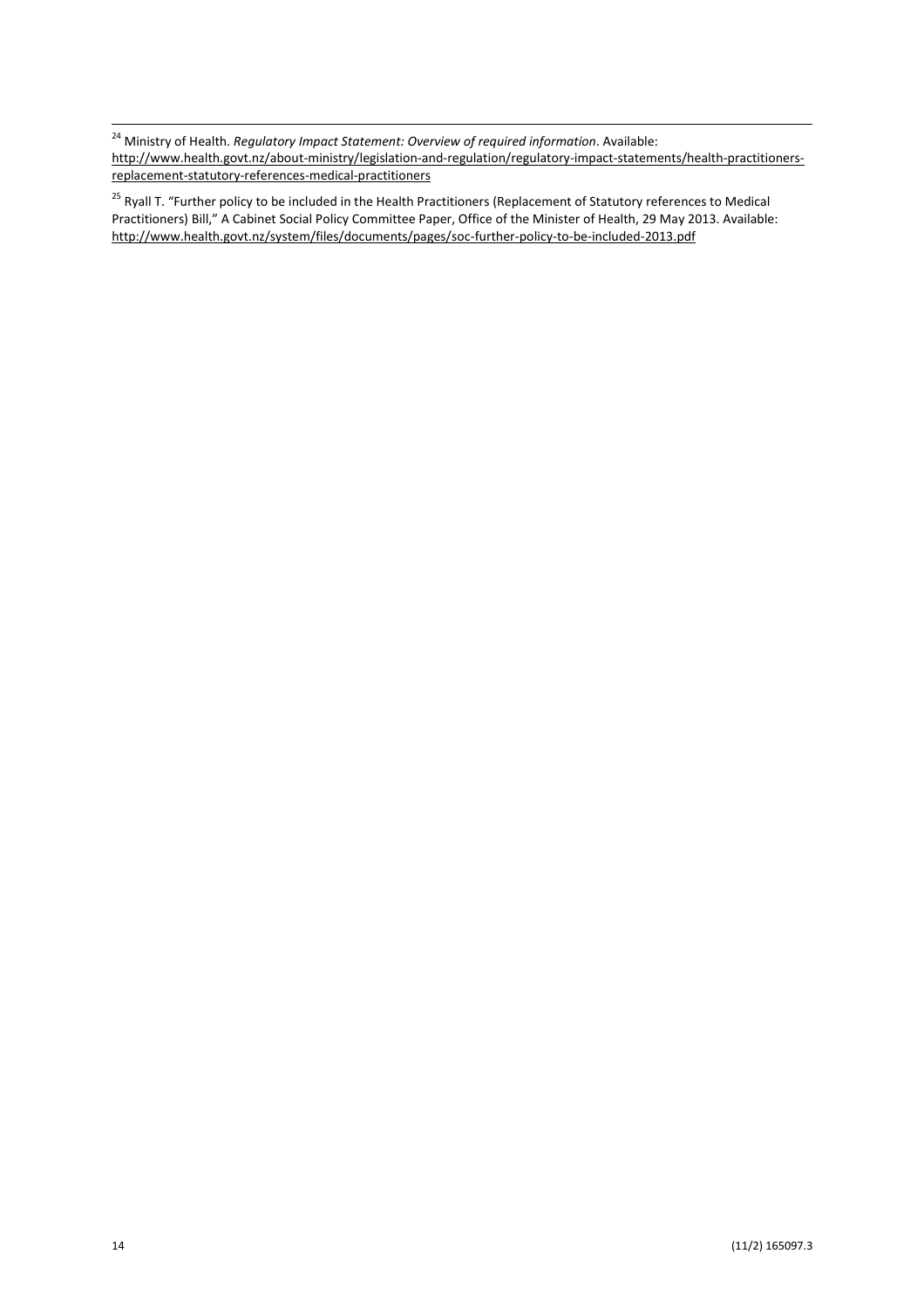[24] Ministry of Health. *Regulatory Impact Statement: Overview of required information*. Available: http://www.health.govt.nz/about-ministry/legislation-and-regulation/regulatory-impact-statements/health-practitioners-replacement-statutory-references-medical-practitioners

[25] Ryall T. "Further policy to be included in the Health Practitioners (Replacement of Statutory references to Medical Practitioners) Bill," A Cabinet Social Policy Committee Paper, Office of the Minister of Health, 29 May 2013. Available: http://www.health.govt.nz/system/files/documents/pages/soc-further-policy-to-be-included-2013.pdf